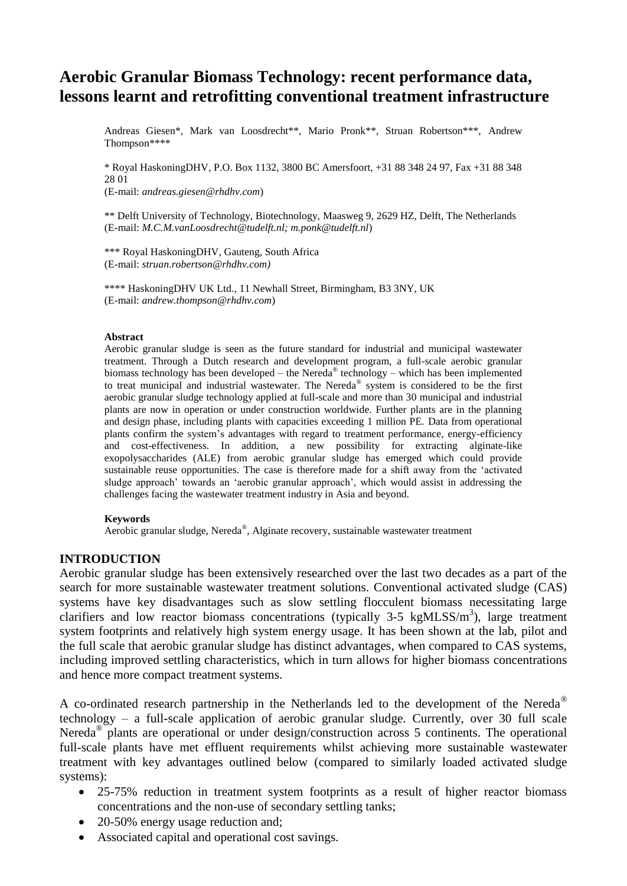# Aerobic Granular Biomass Technology: recent performance data, lessons learnt and retrofitting conventional treatment infrastructure

Andreas Giesen*, Mark van Loosdrecht**, Mario Pronk**, Struan Robertson***, Andrew Thompson****

* Royal HaskoningDHV, P.O. Box 1132, 3800 BC Amersfoort, +31 88 348 24 97, Fax +31 88 348 28 01
(E-mail: *andreas.giesen@rhdhv.com*)

** Delft University of Technology, Biotechnology, Maasweg 9, 2629 HZ, Delft, The Netherlands
(E-mail: *M.C.M.vanLoosdrecht@tudelft.nl; m.ponk@tudelft.nl*)

*** Royal HaskoningDHV, Gauteng, South Africa
(E-mail: *struan.robertson@rhdhv.com)*

**** HaskoningDHV UK Ltd., 11 Newhall Street, Birmingham, B3 3NY, UK
(E-mail: *andrew.thompson@rhdhv.com*)

**Abstract**

Aerobic granular sludge is seen as the future standard for industrial and municipal wastewater treatment. Through a Dutch research and development program, a full-scale aerobic granular biomass technology has been developed – the Nereda® technology – which has been implemented to treat municipal and industrial wastewater. The Nereda® system is considered to be the first aerobic granular sludge technology applied at full-scale and more than 30 municipal and industrial plants are now in operation or under construction worldwide. Further plants are in the planning and design phase, including plants with capacities exceeding 1 million PE. Data from operational plants confirm the system's advantages with regard to treatment performance, energy-efficiency and cost-effectiveness. In addition, a new possibility for extracting alginate-like exopolysaccharides (ALE) from aerobic granular sludge has emerged which could provide sustainable reuse opportunities. The case is therefore made for a shift away from the 'activated sludge approach' towards an 'aerobic granular approach', which would assist in addressing the challenges facing the wastewater treatment industry in Asia and beyond.

**Keywords**

Aerobic granular sludge, Nereda®, Alginate recovery, sustainable wastewater treatment

## INTRODUCTION

Aerobic granular sludge has been extensively researched over the last two decades as a part of the search for more sustainable wastewater treatment solutions. Conventional activated sludge (CAS) systems have key disadvantages such as slow settling flocculent biomass necessitating large clarifiers and low reactor biomass concentrations (typically 3-5 kgMLSS/m$^3$), large treatment system footprints and relatively high system energy usage. It has been shown at the lab, pilot and the full scale that aerobic granular sludge has distinct advantages, when compared to CAS systems, including improved settling characteristics, which in turn allows for higher biomass concentrations and hence more compact treatment systems.

A co-ordinated research partnership in the Netherlands led to the development of the Nereda® technology – a full-scale application of aerobic granular sludge. Currently, over 30 full scale Nereda® plants are operational or under design/construction across 5 continents. The operational full-scale plants have met effluent requirements whilst achieving more sustainable wastewater treatment with key advantages outlined below (compared to similarly loaded activated sludge systems):

- 25-75% reduction in treatment system footprints as a result of higher reactor biomass concentrations and the non-use of secondary settling tanks;
- 20-50% energy usage reduction and;
- Associated capital and operational cost savings.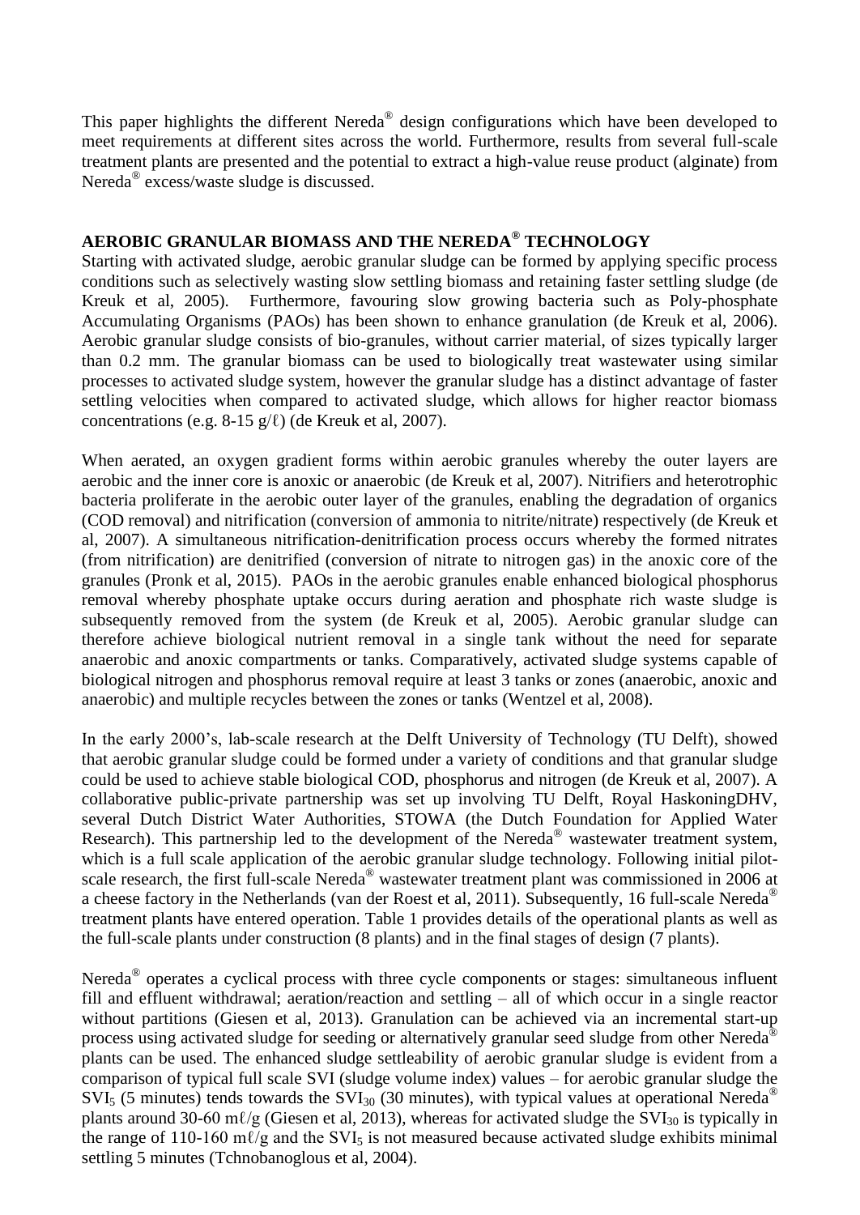This paper highlights the different Nereda® design configurations which have been developed to meet requirements at different sites across the world. Furthermore, results from several full-scale treatment plants are presented and the potential to extract a high-value reuse product (alginate) from Nereda® excess/waste sludge is discussed.

## AEROBIC GRANULAR BIOMASS AND THE NEREDA® TECHNOLOGY

Starting with activated sludge, aerobic granular sludge can be formed by applying specific process conditions such as selectively wasting slow settling biomass and retaining faster settling sludge (de Kreuk et al, 2005). Furthermore, favouring slow growing bacteria such as Poly-phosphate Accumulating Organisms (PAOs) has been shown to enhance granulation (de Kreuk et al, 2006). Aerobic granular sludge consists of bio-granules, without carrier material, of sizes typically larger than 0.2 mm. The granular biomass can be used to biologically treat wastewater using similar processes to activated sludge system, however the granular sludge has a distinct advantage of faster settling velocities when compared to activated sludge, which allows for higher reactor biomass concentrations (e.g. 8-15 g/ℓ) (de Kreuk et al, 2007).

When aerated, an oxygen gradient forms within aerobic granules whereby the outer layers are aerobic and the inner core is anoxic or anaerobic (de Kreuk et al, 2007). Nitrifiers and heterotrophic bacteria proliferate in the aerobic outer layer of the granules, enabling the degradation of organics (COD removal) and nitrification (conversion of ammonia to nitrite/nitrate) respectively (de Kreuk et al, 2007). A simultaneous nitrification-denitrification process occurs whereby the formed nitrates (from nitrification) are denitrified (conversion of nitrate to nitrogen gas) in the anoxic core of the granules (Pronk et al, 2015). PAOs in the aerobic granules enable enhanced biological phosphorus removal whereby phosphate uptake occurs during aeration and phosphate rich waste sludge is subsequently removed from the system (de Kreuk et al, 2005). Aerobic granular sludge can therefore achieve biological nutrient removal in a single tank without the need for separate anaerobic and anoxic compartments or tanks. Comparatively, activated sludge systems capable of biological nitrogen and phosphorus removal require at least 3 tanks or zones (anaerobic, anoxic and anaerobic) and multiple recycles between the zones or tanks (Wentzel et al, 2008).

In the early 2000's, lab-scale research at the Delft University of Technology (TU Delft), showed that aerobic granular sludge could be formed under a variety of conditions and that granular sludge could be used to achieve stable biological COD, phosphorus and nitrogen (de Kreuk et al, 2007). A collaborative public-private partnership was set up involving TU Delft, Royal HaskoningDHV, several Dutch District Water Authorities, STOWA (the Dutch Foundation for Applied Water Research). This partnership led to the development of the Nereda® wastewater treatment system, which is a full scale application of the aerobic granular sludge technology. Following initial pilot-scale research, the first full-scale Nereda® wastewater treatment plant was commissioned in 2006 at a cheese factory in the Netherlands (van der Roest et al, 2011). Subsequently, 16 full-scale Nereda® treatment plants have entered operation. Table 1 provides details of the operational plants as well as the full-scale plants under construction (8 plants) and in the final stages of design (7 plants).

Nereda® operates a cyclical process with three cycle components or stages: simultaneous influent fill and effluent withdrawal; aeration/reaction and settling – all of which occur in a single reactor without partitions (Giesen et al, 2013). Granulation can be achieved via an incremental start-up process using activated sludge for seeding or alternatively granular seed sludge from other Nereda® plants can be used. The enhanced sludge settleability of aerobic granular sludge is evident from a comparison of typical full scale SVI (sludge volume index) values – for aerobic granular sludge the $SVI_5$ (5 minutes) tends towards the $SVI_{30}$ (30 minutes), with typical values at operational Nereda® plants around 30-60 mℓ/g (Giesen et al, 2013), whereas for activated sludge the $SVI_{30}$ is typically in the range of 110-160 mℓ/g and the $SVI_5$ is not measured because activated sludge exhibits minimal settling 5 minutes (Tchnobanoglous et al, 2004).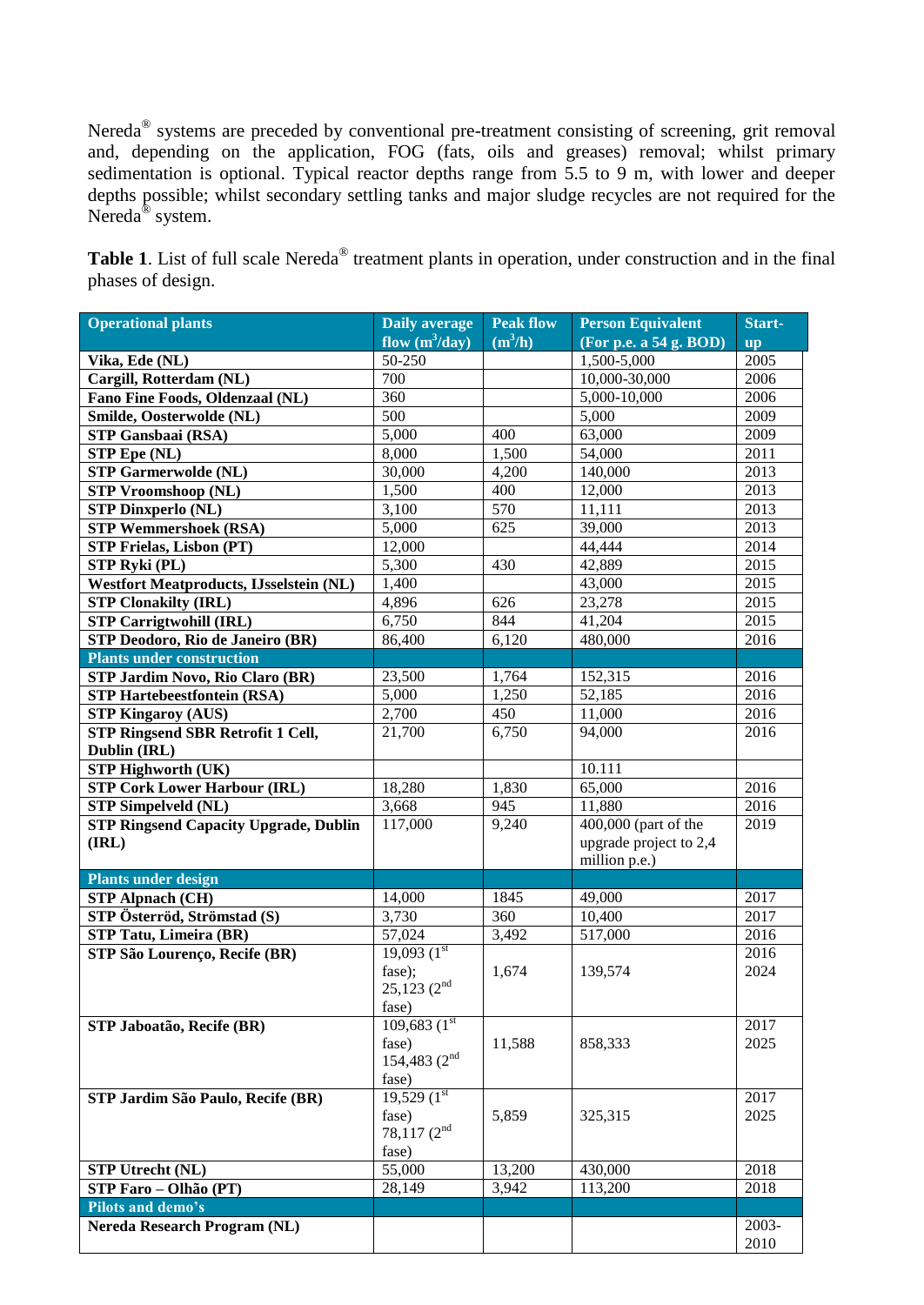Nereda® systems are preceded by conventional pre-treatment consisting of screening, grit removal and, depending on the application, FOG (fats, oils and greases) removal; whilst primary sedimentation is optional. Typical reactor depths range from 5.5 to 9 m, with lower and deeper depths possible; whilst secondary settling tanks and major sludge recycles are not required for the Nereda® system.

**Table 1**. List of full scale Nereda® treatment plants in operation, under construction and in the final phases of design.

| Operational plants | Daily average flow ($m^3$/day) | Peak flow ($m^3$/h) | Person Equivalent (For p.e. a 54 g. BOD) | Start-up |
|---|---|---|---|---|
| **Vika, Ede (NL)** | 50-250 | | 1,500-5,000 | 2005 |
| **Cargill, Rotterdam (NL)** | 700 | | 10,000-30,000 | 2006 |
| **Fano Fine Foods, Oldenzaal (NL)** | 360 | | 5,000-10,000 | 2006 |
| **Smilde, Oosterwolde (NL)** | 500 | | 5,000 | 2009 |
| **STP Gansbaai (RSA)** | 5,000 | 400 | 63,000 | 2009 |
| **STP Epe (NL)** | 8,000 | 1,500 | 54,000 | 2011 |
| **STP Garmerwolde (NL)** | 30,000 | 4,200 | 140,000 | 2013 |
| **STP Vroomshoop (NL)** | 1,500 | 400 | 12,000 | 2013 |
| **STP Dinxperlo (NL)** | 3,100 | 570 | 11,111 | 2013 |
| **STP Wemmershoek (RSA)** | 5,000 | 625 | 39,000 | 2013 |
| **STP Frielas, Lisbon (PT)** | 12,000 | | 44,444 | 2014 |
| **STP Ryki (PL)** | 5,300 | 430 | 42,889 | 2015 |
| **Westfort Meatproducts, IJsselstein (NL)** | 1,400 | | 43,000 | 2015 |
| **STP Clonakilty (IRL)** | 4,896 | 626 | 23,278 | 2015 |
| **STP Carrigtwohill (IRL)** | 6,750 | 844 | 41,204 | 2015 |
| **STP Deodoro, Rio de Janeiro (BR)** | 86,400 | 6,120 | 480,000 | 2016 |
| **Plants under construction** | | | | |
| **STP Jardim Novo, Rio Claro (BR)** | 23,500 | 1,764 | 152,315 | 2016 |
| **STP Hartebeestfontein (RSA)** | 5,000 | 1,250 | 52,185 | 2016 |
| **STP Kingaroy (AUS)** | 2,700 | 450 | 11,000 | 2016 |
| **STP Ringsend SBR Retrofit 1 Cell, Dublin (IRL)** | 21,700 | 6,750 | 94,000 | 2016 |
| **STP Highworth (UK)** | | | 10.111 | |
| **STP Cork Lower Harbour (IRL)** | 18,280 | 1,830 | 65,000 | 2016 |
| **STP Simpelveld (NL)** | 3,668 | 945 | 11,880 | 2016 |
| **STP Ringsend Capacity Upgrade, Dublin (IRL)** | 117,000 | 9,240 | 400,000 (part of the upgrade project to 2,4 million p.e.) | 2019 |
| **Plants under design** | | | | |
| **STP Alpnach (CH)** | 14,000 | 1845 | 49,000 | 2017 |
| **STP Österröd, Strömstad (S)** | 3,730 | 360 | 10,400 | 2017 |
| **STP Tatu, Limeira (BR)** | 57,024 | 3,492 | 517,000 | 2016 |
| **STP São Lourenço, Recife (BR)** | 19,093 (1st fase); 25,123 (2nd fase) | 1,674 | 139,574 | 2016 2024 |
| **STP Jaboatão, Recife (BR)** | 109,683 (1st fase) 154,483 (2nd fase) | 11,588 | 858,333 | 2017 2025 |
| **STP Jardim São Paulo, Recife (BR)** | 19,529 (1st fase) 78,117 (2nd fase) | 5,859 | 325,315 | 2017 2025 |
| **STP Utrecht (NL)** | 55,000 | 13,200 | 430,000 | 2018 |
| **STP Faro – Olhão (PT)** | 28,149 | 3,942 | 113,200 | 2018 |
| **Pilots and demo's** | | | | |
| **Nereda Research Program (NL)** | | | | 2003-2010 |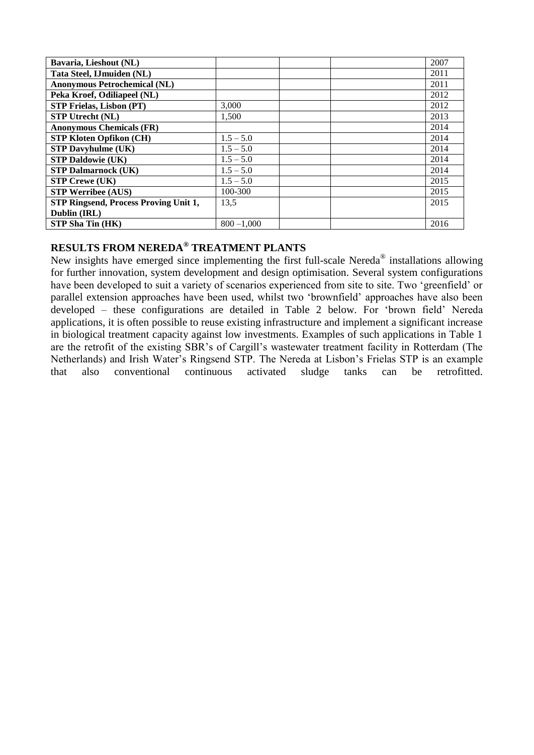| | | | | |
|---|---|---|---|---|
| **Bavaria, Lieshout (NL)** | | | | 2007 |
| **Tata Steel, IJmuiden (NL)** | | | | 2011 |
| **Anonymous Petrochemical (NL)** | | | | 2011 |
| **Peka Kroef, Odiliapeel (NL)** | | | | 2012 |
| **STP Frielas, Lisbon (PT)** | 3,000 | | | 2012 |
| **STP Utrecht (NL)** | 1,500 | | | 2013 |
| **Anonymous Chemicals (FR)** | | | | 2014 |
| **STP Kloten Opfikon (CH)** | 1.5 – 5.0 | | | 2014 |
| **STP Davyhulme (UK)** | 1.5 – 5.0 | | | 2014 |
| **STP Daldowie (UK)** | 1.5 – 5.0 | | | 2014 |
| **STP Dalmarnock (UK)** | 1.5 – 5.0 | | | 2014 |
| **STP Crewe (UK)** | 1.5 – 5.0 | | | 2015 |
| **STP Werribee (AUS)** | 100-300 | | | 2015 |
| **STP Ringsend, Process Proving Unit 1, Dublin (IRL)** | 13,5 | | | 2015 |
| **STP Sha Tin (HK)** | 800 –1,000 | | | 2016 |

## RESULTS FROM NEREDA® TREATMENT PLANTS

New insights have emerged since implementing the first full-scale Nereda® installations allowing for further innovation, system development and design optimisation. Several system configurations have been developed to suit a variety of scenarios experienced from site to site. Two 'greenfield' or parallel extension approaches have been used, whilst two 'brownfield' approaches have also been developed – these configurations are detailed in Table 2 below. For 'brown field' Nereda applications, it is often possible to reuse existing infrastructure and implement a significant increase in biological treatment capacity against low investments. Examples of such applications in Table 1 are the retrofit of the existing SBR's of Cargill's wastewater treatment facility in Rotterdam (The Netherlands) and Irish Water's Ringsend STP. The Nereda at Lisbon's Frielas STP is an example that also conventional continuous activated sludge tanks can be retrofitted.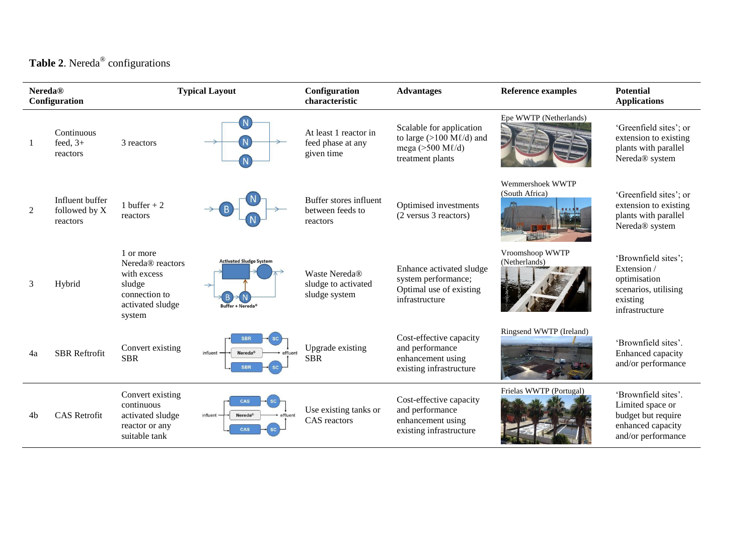**Table 2**. Nereda® configurations

| Nereda® Configuration | | Typical Layout | | Configuration characteristic | Advantages | Reference examples | Potential Applications |
|---|---|---|---|---|---|---|---|
| 1 | Continuous feed, 3+ reactors | 3 reactors | | At least 1 reactor in feed phase at any given time | Scalable for application to large (>100 Mℓ/d) and mega (>500 Mℓ/d) treatment plants | Epe WWTP (Netherlands) | 'Greenfield sites'; or extension to existing plants with parallel Nereda® system |
| 2 | Influent buffer followed by X reactors | 1 buffer + 2 reactors | | Buffer stores influent between feeds to reactors | Optimised investments (2 versus 3 reactors) | Wemmershoek WWTP (South Africa) | 'Greenfield sites'; or extension to existing plants with parallel Nereda® system |
| 3 | Hybrid | 1 or more Nereda® reactors with excess sludge connection to activated sludge system | | Waste Nereda® sludge to activated sludge system | Enhance activated sludge system performance; Optimal use of existing infrastructure | Vroomshoop WWTP (Netherlands) | 'Brownfield sites'; Extension / optimisation scenarios, utilising existing infrastructure |
| 4a | SBR Reftrofit | Convert existing SBR | | Upgrade existing SBR | Cost-effective capacity and performance enhancement using existing infrastructure | Ringsend WWTP (Ireland) | 'Brownfield sites'. Enhanced capacity and/or performance |
| 4b | CAS Retrofit | Convert existing continuous activated sludge reactor or any suitable tank | | Use existing tanks or CAS reactors | Cost-effective capacity and performance enhancement using existing infrastructure | Frielas WWTP (Portugal) | 'Brownfield sites'. Limited space or budget but require enhanced capacity and/or performance |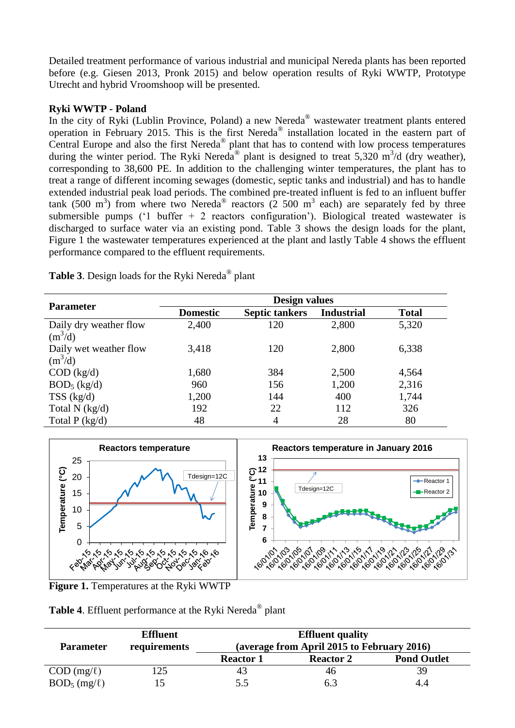Detailed treatment performance of various industrial and municipal Nereda plants has been reported before (e.g. Giesen 2013, Pronk 2015) and below operation results of Ryki WWTP, Prototype Utrecht and hybrid Vroomshoop will be presented.

**Ryki WWTP - Poland**

In the city of Ryki (Lublin Province, Poland) a new Nereda® wastewater treatment plants entered operation in February 2015. This is the first Nereda® installation located in the eastern part of Central Europe and also the first Nereda® plant that has to contend with low process temperatures during the winter period. The Ryki Nereda® plant is designed to treat 5,320 $m^3$/d (dry weather), corresponding to 38,600 PE. In addition to the challenging winter temperatures, the plant has to treat a range of different incoming sewages (domestic, septic tanks and industrial) and has to handle extended industrial peak load periods. The combined pre-treated influent is fed to an influent buffer tank (500 $m^3$) from where two Nereda® reactors (2 500 $m^3$ each) are separately fed by three submersible pumps ('1 buffer + 2 reactors configuration'). Biological treated wastewater is discharged to surface water via an existing pond. Table 3 shows the design loads for the plant, Figure 1 the wastewater temperatures experienced at the plant and lastly Table 4 shows the effluent performance compared to the effluent requirements.

**Table 3**. Design loads for the Ryki Nereda® plant

| Parameter | Design values | | | |
|---|---|---|---|---|
| | Domestic | Septic tankers | Industrial | Total |
| Daily dry weather flow ($m^3$/d) | 2,400 | 120 | 2,800 | 5,320 |
| Daily wet weather flow ($m^3$/d) | 3,418 | 120 | 2,800 | 6,338 |
| COD (kg/d) | 1,680 | 384 | 2,500 | 4,564 |
| $BOD_5$ (kg/d) | 960 | 156 | 1,200 | 2,316 |
| TSS (kg/d) | 1,200 | 144 | 400 | 1,744 |
| Total N (kg/d) | 192 | 22 | 112 | 326 |
| Total P (kg/d) | 48 | 4 | 28 | 80 |

**Figure 1.** Temperatures at the Ryki WWTP

**Table 4**. Effluent performance at the Ryki Nereda® plant

| Parameter | Effluent requirements | Effluent quality (average from April 2015 to February 2016) | | |
|---|---|---|---|---|
| | | Reactor 1 | Reactor 2 | Pond Outlet |
| COD (mg/ℓ) | 125 | 43 | 46 | 39 |
| $BOD_5$ (mg/ℓ) | 15 | 5.5 | 6.3 | 4.4 |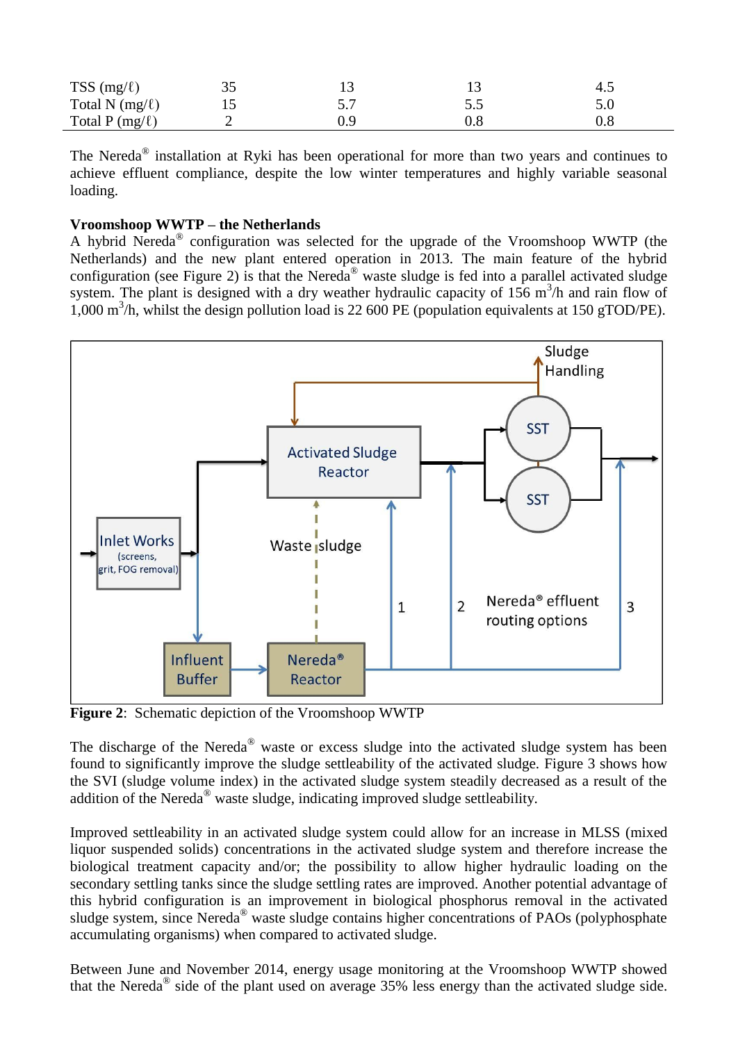| TSS (mg/ℓ) | 35 | 13 | 13 | 4.5 |
|---|---|---|---|---|
| Total N (mg/ℓ) | 15 | 5.7 | 5.5 | 5.0 |
| Total P (mg/ℓ) | 2 | 0.9 | 0.8 | 0.8 |

The Nereda® installation at Ryki has been operational for more than two years and continues to achieve effluent compliance, despite the low winter temperatures and highly variable seasonal loading.

**Vroomshoop WWTP – the Netherlands**

A hybrid Nereda® configuration was selected for the upgrade of the Vroomshoop WWTP (the Netherlands) and the new plant entered operation in 2013. The main feature of the hybrid configuration (see Figure 2) is that the Nereda® waste sludge is fed into a parallel activated sludge system. The plant is designed with a dry weather hydraulic capacity of 156 $m^3$/h and rain flow of 1,000 $m^3$/h, whilst the design pollution load is 22 600 PE (population equivalents at 150 gTOD/PE).

**Figure 2**: Schematic depiction of the Vroomshoop WWTP

The discharge of the Nereda® waste or excess sludge into the activated sludge system has been found to significantly improve the sludge settleability of the activated sludge. Figure 3 shows how the SVI (sludge volume index) in the activated sludge system steadily decreased as a result of the addition of the Nereda® waste sludge, indicating improved sludge settleability.

Improved settleability in an activated sludge system could allow for an increase in MLSS (mixed liquor suspended solids) concentrations in the activated sludge system and therefore increase the biological treatment capacity and/or; the possibility to allow higher hydraulic loading on the secondary settling tanks since the sludge settling rates are improved. Another potential advantage of this hybrid configuration is an improvement in biological phosphorus removal in the activated sludge system, since Nereda® waste sludge contains higher concentrations of PAOs (polyphosphate accumulating organisms) when compared to activated sludge.

Between June and November 2014, energy usage monitoring at the Vroomshoop WWTP showed that the Nereda® side of the plant used on average 35% less energy than the activated sludge side.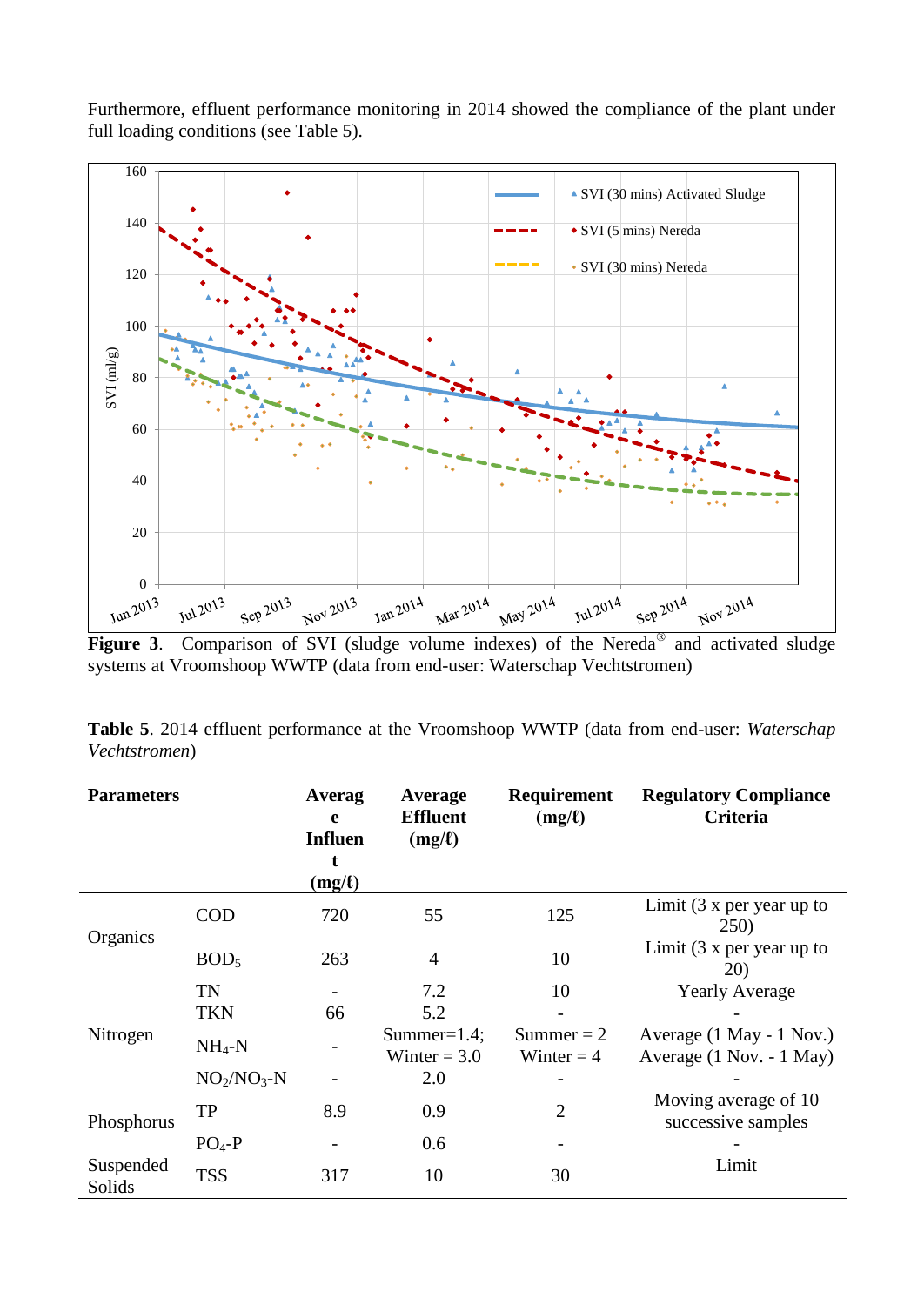Furthermore, effluent performance monitoring in 2014 showed the compliance of the plant under full loading conditions (see Table 5).

**Figure 3**. Comparison of SVI (sludge volume indexes) of the Nereda® and activated sludge systems at Vroomshoop WWTP (data from end-user: Waterschap Vechtstromen)

**Table 5**. 2014 effluent performance at the Vroomshoop WWTP (data from end-user: *Waterschap Vechtstromen*)

| Parameters | | Average Influent (mg/ℓ) | Average Effluent (mg/ℓ) | Requirement (mg/ℓ) | Regulatory Compliance Criteria |
|---|---|---|---|---|---|
| Organics | COD | 720 | 55 | 125 | Limit (3 x per year up to 250) |
| | $BOD_5$ | 263 | 4 | 10 | Limit (3 x per year up to 20) |
| Nitrogen | TN | - | 7.2 | 10 | Yearly Average |
| | TKN | 66 | 5.2 | - | - |
| | $NH_4$-N | - | Summer=1.4; Winter = 3.0 | Summer = 2 Winter = 4 | Average (1 May - 1 Nov.) Average (1 Nov. - 1 May) |
| | $NO_2/NO_3$-N | - | 2.0 | - | - |
| Phosphorus | TP | 8.9 | 0.9 | 2 | Moving average of 10 successive samples |
| | $PO_4$-P | - | 0.6 | - | - |
| Suspended Solids | TSS | 317 | 10 | 30 | Limit |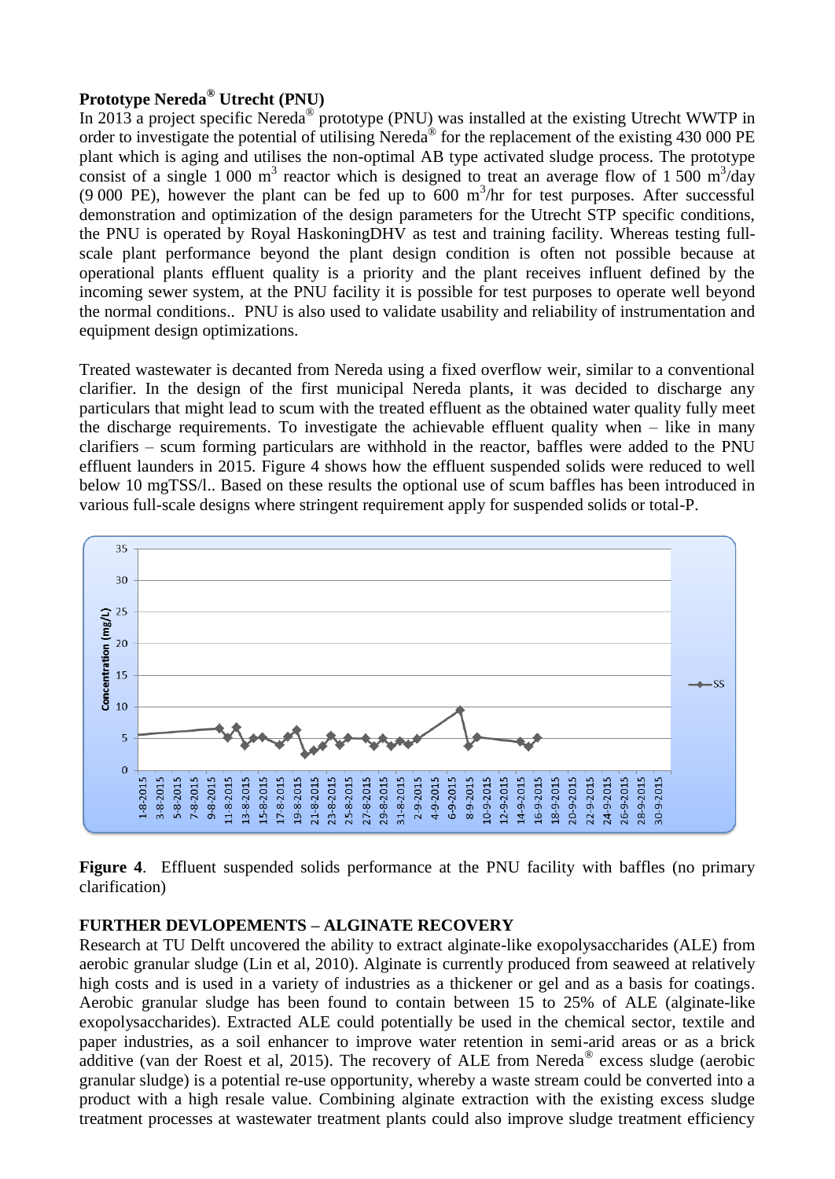**Prototype Nereda® Utrecht (PNU)**

In 2013 a project specific Nereda® prototype (PNU) was installed at the existing Utrecht WWTP in order to investigate the potential of utilising Nereda® for the replacement of the existing 430 000 PE plant which is aging and utilises the non-optimal AB type activated sludge process. The prototype consist of a single 1 000 $m^3$ reactor which is designed to treat an average flow of 1 500 $m^3$/day (9 000 PE), however the plant can be fed up to 600 $m^3$/hr for test purposes. After successful demonstration and optimization of the design parameters for the Utrecht STP specific conditions, the PNU is operated by Royal HaskoningDHV as test and training facility. Whereas testing full-scale plant performance beyond the plant design condition is often not possible because at operational plants effluent quality is a priority and the plant receives influent defined by the incoming sewer system, at the PNU facility it is possible for test purposes to operate well beyond the normal conditions.. PNU is also used to validate usability and reliability of instrumentation and equipment design optimizations.

Treated wastewater is decanted from Nereda using a fixed overflow weir, similar to a conventional clarifier. In the design of the first municipal Nereda plants, it was decided to discharge any particulars that might lead to scum with the treated effluent as the obtained water quality fully meet the discharge requirements. To investigate the achievable effluent quality when – like in many clarifiers – scum forming particulars are withhold in the reactor, baffles were added to the PNU effluent launders in 2015. Figure 4 shows how the effluent suspended solids were reduced to well below 10 mgTSS/l.. Based on these results the optional use of scum baffles has been introduced in various full-scale designs where stringent requirement apply for suspended solids or total-P.

**Figure 4**. Effluent suspended solids performance at the PNU facility with baffles (no primary clarification)

**FURTHER DEVLOPEMENTS – ALGINATE RECOVERY**

Research at TU Delft uncovered the ability to extract alginate-like exopolysaccharides (ALE) from aerobic granular sludge (Lin et al, 2010). Alginate is currently produced from seaweed at relatively high costs and is used in a variety of industries as a thickener or gel and as a basis for coatings. Aerobic granular sludge has been found to contain between 15 to 25% of ALE (alginate-like exopolysaccharides). Extracted ALE could potentially be used in the chemical sector, textile and paper industries, as a soil enhancer to improve water retention in semi-arid areas or as a brick additive (van der Roest et al, 2015). The recovery of ALE from Nereda® excess sludge (aerobic granular sludge) is a potential re-use opportunity, whereby a waste stream could be converted into a product with a high resale value. Combining alginate extraction with the existing excess sludge treatment processes at wastewater treatment plants could also improve sludge treatment efficiency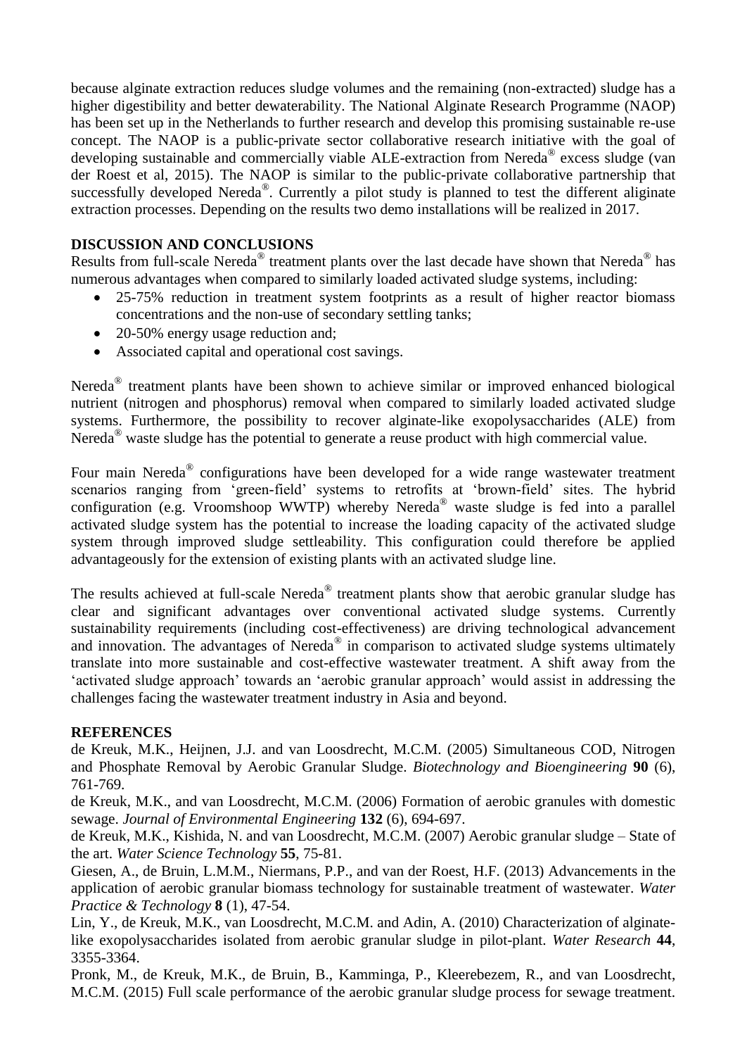because alginate extraction reduces sludge volumes and the remaining (non-extracted) sludge has a higher digestibility and better dewaterability. The National Alginate Research Programme (NAOP) has been set up in the Netherlands to further research and develop this promising sustainable re-use concept. The NAOP is a public-private sector collaborative research initiative with the goal of developing sustainable and commercially viable ALE-extraction from Nereda® excess sludge (van der Roest et al, 2015). The NAOP is similar to the public-private collaborative partnership that successfully developed Nereda®. Currently a pilot study is planned to test the different aliginate extraction processes. Depending on the results two demo installations will be realized in 2017.

## DISCUSSION AND CONCLUSIONS

Results from full-scale Nereda® treatment plants over the last decade have shown that Nereda® has numerous advantages when compared to similarly loaded activated sludge systems, including:

- 25-75% reduction in treatment system footprints as a result of higher reactor biomass concentrations and the non-use of secondary settling tanks;
- 20-50% energy usage reduction and;
- Associated capital and operational cost savings.

Nereda® treatment plants have been shown to achieve similar or improved enhanced biological nutrient (nitrogen and phosphorus) removal when compared to similarly loaded activated sludge systems. Furthermore, the possibility to recover alginate-like exopolysaccharides (ALE) from Nereda® waste sludge has the potential to generate a reuse product with high commercial value.

Four main Nereda® configurations have been developed for a wide range wastewater treatment scenarios ranging from 'green-field' systems to retrofits at 'brown-field' sites. The hybrid configuration (e.g. Vroomshoop WWTP) whereby Nereda® waste sludge is fed into a parallel activated sludge system has the potential to increase the loading capacity of the activated sludge system through improved sludge settleability. This configuration could therefore be applied advantageously for the extension of existing plants with an activated sludge line.

The results achieved at full-scale Nereda® treatment plants show that aerobic granular sludge has clear and significant advantages over conventional activated sludge systems. Currently sustainability requirements (including cost-effectiveness) are driving technological advancement and innovation. The advantages of Nereda® in comparison to activated sludge systems ultimately translate into more sustainable and cost-effective wastewater treatment. A shift away from the 'activated sludge approach' towards an 'aerobic granular approach' would assist in addressing the challenges facing the wastewater treatment industry in Asia and beyond.

## REFERENCES

de Kreuk, M.K., Heijnen, J.J. and van Loosdrecht, M.C.M. (2005) Simultaneous COD, Nitrogen and Phosphate Removal by Aerobic Granular Sludge. *Biotechnology and Bioengineering* **90** (6), 761-769.

de Kreuk, M.K., and van Loosdrecht, M.C.M. (2006) Formation of aerobic granules with domestic sewage. *Journal of Environmental Engineering* **132** (6), 694-697.

de Kreuk, M.K., Kishida, N. and van Loosdrecht, M.C.M. (2007) Aerobic granular sludge – State of the art. *Water Science Technology* **55**, 75-81.

Giesen, A., de Bruin, L.M.M., Niermans, P.P., and van der Roest, H.F. (2013) Advancements in the application of aerobic granular biomass technology for sustainable treatment of wastewater. *Water Practice & Technology* **8** (1), 47-54.

Lin, Y., de Kreuk, M.K., van Loosdrecht, M.C.M. and Adin, A. (2010) Characterization of alginate-like exopolysaccharides isolated from aerobic granular sludge in pilot-plant. *Water Research* **44**, 3355-3364.

Pronk, M., de Kreuk, M.K., de Bruin, B., Kamminga, P., Kleerebezem, R., and van Loosdrecht, M.C.M. (2015) Full scale performance of the aerobic granular sludge process for sewage treatment.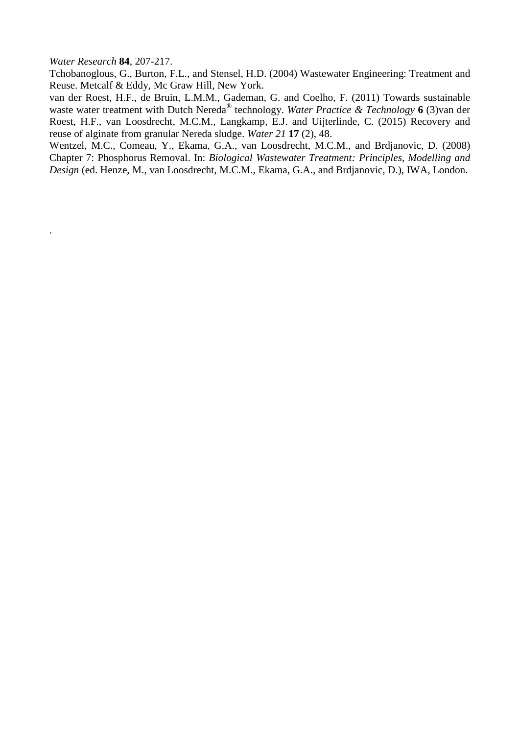*Water Research* **84**, 207-217.

Tchobanoglous, G., Burton, F.L., and Stensel, H.D. (2004) Wastewater Engineering: Treatment and Reuse. Metcalf & Eddy, Mc Graw Hill, New York.

van der Roest, H.F., de Bruin, L.M.M., Gademan, G. and Coelho, F. (2011) Towards sustainable waste water treatment with Dutch Nereda® technology. *Water Practice & Technology* **6** (3)van der Roest, H.F., van Loosdrecht, M.C.M., Langkamp, E.J. and Uijterlinde, C. (2015) Recovery and reuse of alginate from granular Nereda sludge. *Water 21* **17** (2), 48.

Wentzel, M.C., Comeau, Y., Ekama, G.A., van Loosdrecht, M.C.M., and Brdjanovic, D. (2008) Chapter 7: Phosphorus Removal. In: *Biological Wastewater Treatment: Principles, Modelling and Design* (ed. Henze, M., van Loosdrecht, M.C.M., Ekama, G.A., and Brdjanovic, D.), IWA, London.

.